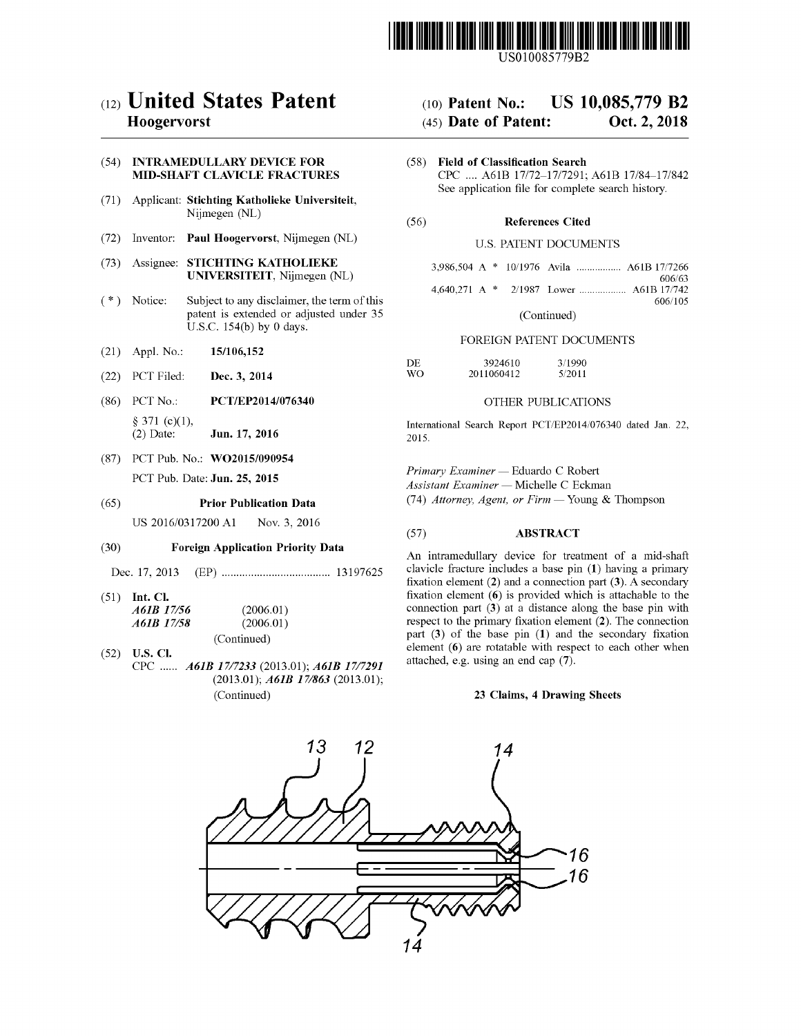US010085779B2

# (12) United States Patent
**Hoogervorst**

(10) **Patent No.: US 10,085,779 B2**

(45) **Date of Patent: Oct. 2, 2018**

(54) **INTRAMEDULLARY DEVICE FOR MID-SHAFT CLAVICLE FRACTURES**

(71) Applicant: **Stichting Katholieke Universiteit**, Nijmegen (NL)

(72) Inventor: **Paul Hoogervorst**, Nijmegen (NL)

(73) Assignee: **STICHTING KATHOLIEKE UNIVERSITEIT**, Nijmegen (NL)

( * ) Notice: Subject to any disclaimer, the term of this patent is extended or adjusted under 35 U.S.C. 154(b) by 0 days.

(21) Appl. No.: **15/106,152**

(22) PCT Filed: **Dec. 3, 2014**

(86) PCT No.: **PCT/EP2014/076340**

§ 371 (c)(1),
(2) Date: **Jun. 17, 2016**

(87) PCT Pub. No.: **WO2015/090954**

PCT Pub. Date: **Jun. 25, 2015**

(65) **Prior Publication Data**

US 2016/0317200 A1 Nov. 3, 2016

(30) **Foreign Application Priority Data**

Dec. 17, 2013 (EP) .................................... 13197625

(51) **Int. Cl.**

*A61B 17/56* (2006.01)
*A61B 17/58* (2006.01)
(Continued)

(52) **U.S. Cl.**

CPC ...... *A61B 17/7233* (2013.01); *A61B 17/7291* (2013.01); *A61B 17/863* (2013.01);
(Continued)

(58) **Field of Classification Search**

CPC .... A61B 17/72–17/7291; A61B 17/84–17/842
See application file for complete search history.

(56) **References Cited**

U.S. PATENT DOCUMENTS

3,986,504 A * 10/1976 Avila ................. A61B 17/7266 606/63
4,640,271 A * 2/1987 Lower .................. A61B 17/742 606/105

(Continued)

FOREIGN PATENT DOCUMENTS

| | | |
|---|---|---|
| DE | 3924610 | 3/1990 |
| WO | 2011060412 | 5/2011 |

OTHER PUBLICATIONS

International Search Report PCT/EP2014/076340 dated Jan. 22, 2015.

*Primary Examiner* — Eduardo C Robert
*Assistant Examiner* — Michelle C Eckman
(74) *Attorney, Agent, or Firm* — Young & Thompson

(57) **ABSTRACT**

An intramedullary device for treatment of a mid-shaft clavicle fracture includes a base pin (1) having a primary fixation element (2) and a connection part (3). A secondary fixation element (6) is provided which is attachable to the connection part (3) at a distance along the base pin with respect to the primary fixation element (2). The connection part (3) of the base pin (1) and the secondary fixation element (6) are rotatable with respect to each other when attached, e.g. using an end cap (7).

**23 Claims, 4 Drawing Sheets**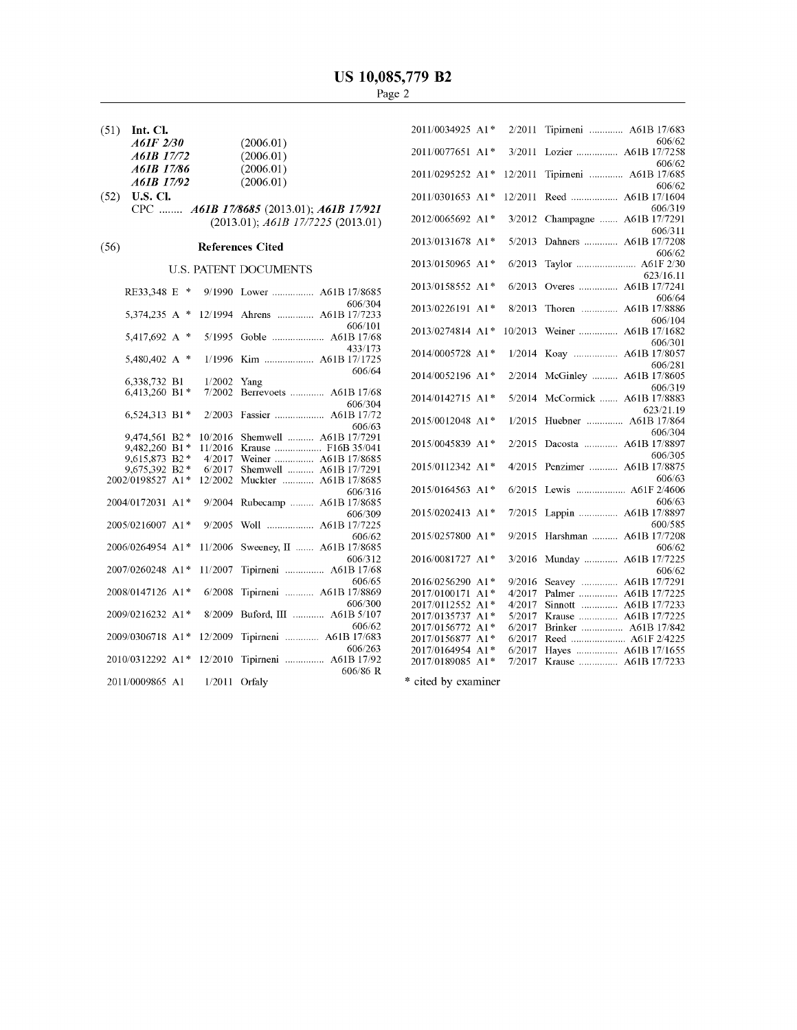(51) **Int. Cl.**

| | |
|---|---|
| *A61F 2/30* | (2006.01) |
| *A61B 17/72* | (2006.01) |
| *A61B 17/86* | (2006.01) |
| *A61B 17/92* | (2006.01) |

(52) **U.S. Cl.**

CPC ........ ***A61B 17/8685*** (2013.01); ***A61B 17/921*** (2013.01); *A61B 17/7225* (2013.01)

(56) **References Cited**

U.S. PATENT DOCUMENTS

| | | | | |
|---|---|---|---|---|
| RE33,348 | E * | 9/1990 | Lower | A61B 17/8685 606/304 |
| 5,374,235 | A * | 12/1994 | Ahrens | A61B 17/7233 606/101 |
| 5,417,692 | A * | 5/1995 | Goble | A61B 17/68 433/173 |
| 5,480,402 | A * | 1/1996 | Kim | A61B 17/1725 606/64 |
| 6,338,732 | B1 | 1/2002 | Yang | |
| 6,413,260 | B1 * | 7/2002 | Berrevoets | A61B 17/68 606/304 |
| 6,524,313 | B1 * | 2/2003 | Fassier | A61B 17/72 606/63 |
| 9,474,561 | B2 * | 10/2016 | Shemwell | A61B 17/7291 |
| 9,482,260 | B1 * | 11/2016 | Krause | F16B 35/041 |
| 9,615,873 | B2 * | 4/2017 | Weiner | A61B 17/8685 |
| 9,675,392 | B2 * | 6/2017 | Shemwell | A61B 17/7291 |
| 2002/0198527 | A1 * | 12/2002 | Muckter | A61B 17/8685 606/316 |
| 2004/0172031 | A1 * | 9/2004 | Rubecamp | A61B 17/8685 606/309 |
| 2005/0216007 | A1 * | 9/2005 | Woll | A61B 17/7225 606/62 |
| 2006/0264954 | A1 * | 11/2006 | Sweeney, II | A61B 17/8685 606/312 |
| 2007/0260248 | A1 * | 11/2007 | Tipirneni | A61B 17/68 606/65 |
| 2008/0147126 | A1 * | 6/2008 | Tipirneni | A61B 17/8869 606/300 |
| 2009/0216232 | A1 * | 8/2009 | Buford, III | A61B 5/107 606/62 |
| 2009/0306718 | A1 * | 12/2009 | Tipirneni | A61B 17/683 606/263 |
| 2010/0312292 | A1 * | 12/2010 | Tipirneni | A61B 17/92 606/86 R |
| 2011/0009865 | A1 | 1/2011 | Orfaly | |
| 2011/0034925 | A1 * | 2/2011 | Tipirneni | A61B 17/683 606/62 |
| 2011/0077651 | A1 * | 3/2011 | Lozier | A61B 17/7258 606/62 |
| 2011/0295252 | A1 * | 12/2011 | Tipirneni | A61B 17/685 606/62 |
| 2011/0301653 | A1 * | 12/2011 | Reed | A61B 17/1604 606/319 |
| 2012/0065692 | A1 * | 3/2012 | Champagne | A61B 17/7291 606/311 |
| 2013/0131678 | A1 * | 5/2013 | Dahners | A61B 17/7208 606/62 |
| 2013/0150965 | A1 * | 6/2013 | Taylor | A61F 2/30 623/16.11 |
| 2013/0158552 | A1 * | 6/2013 | Overes | A61B 17/7241 606/64 |
| 2013/0226191 | A1 * | 8/2013 | Thoren | A61B 17/8886 606/104 |
| 2013/0274814 | A1 * | 10/2013 | Weiner | A61B 17/1682 606/301 |
| 2014/0005728 | A1 * | 1/2014 | Koay | A61B 17/8057 606/281 |
| 2014/0052196 | A1 * | 2/2014 | McGinley | A61B 17/8605 606/319 |
| 2014/0142715 | A1 * | 5/2014 | McCormick | A61B 17/8883 623/21.19 |
| 2015/0012048 | A1 * | 1/2015 | Huebner | A61B 17/864 606/304 |
| 2015/0045839 | A1 * | 2/2015 | Dacosta | A61B 17/8897 606/305 |
| 2015/0112342 | A1 * | 4/2015 | Penzimer | A61B 17/8875 606/63 |
| 2015/0164563 | A1 * | 6/2015 | Lewis | A61F 2/4606 606/63 |
| 2015/0202413 | A1 * | 7/2015 | Lappin | A61B 17/8897 600/585 |
| 2015/0257800 | A1 * | 9/2015 | Harshman | A61B 17/7208 606/62 |
| 2016/0081727 | A1 * | 3/2016 | Munday | A61B 17/7225 606/62 |
| 2016/0256290 | A1 * | 9/2016 | Seavey | A61B 17/7291 |
| 2017/0100171 | A1 * | 4/2017 | Palmer | A61B 17/7225 |
| 2017/0112552 | A1 * | 4/2017 | Sinnott | A61B 17/7233 |
| 2017/0135737 | A1 * | 5/2017 | Krause | A61B 17/7225 |
| 2017/0156772 | A1 * | 6/2017 | Brinker | A61B 17/842 |
| 2017/0156877 | A1 * | 6/2017 | Reed | A61F 2/4225 |
| 2017/0164954 | A1 * | 6/2017 | Hayes | A61B 17/1655 |
| 2017/0189085 | A1 * | 7/2017 | Krause | A61B 17/7233 |

\* cited by examiner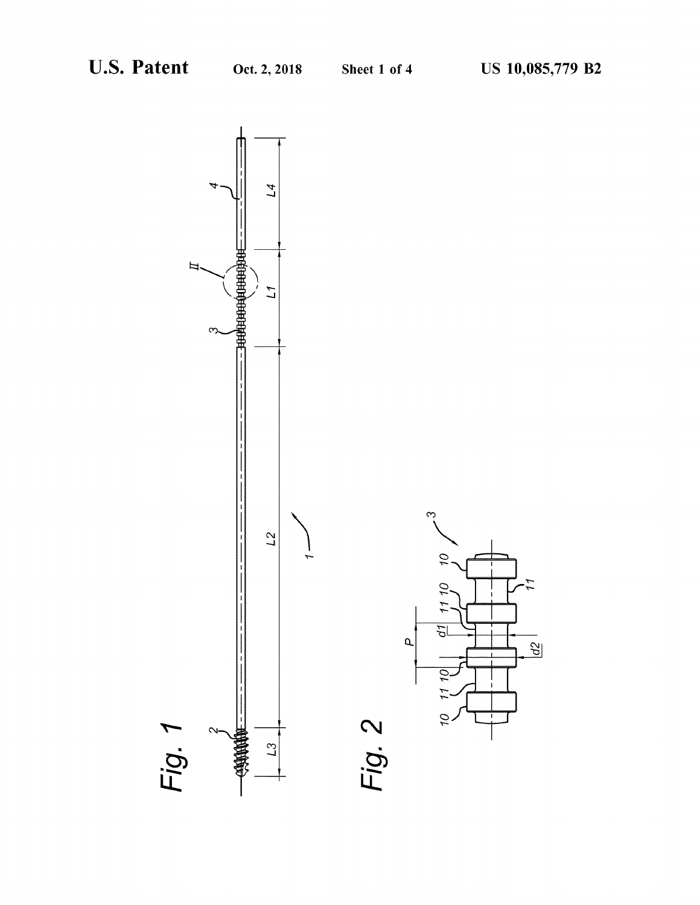Fig. 1

Fig. 2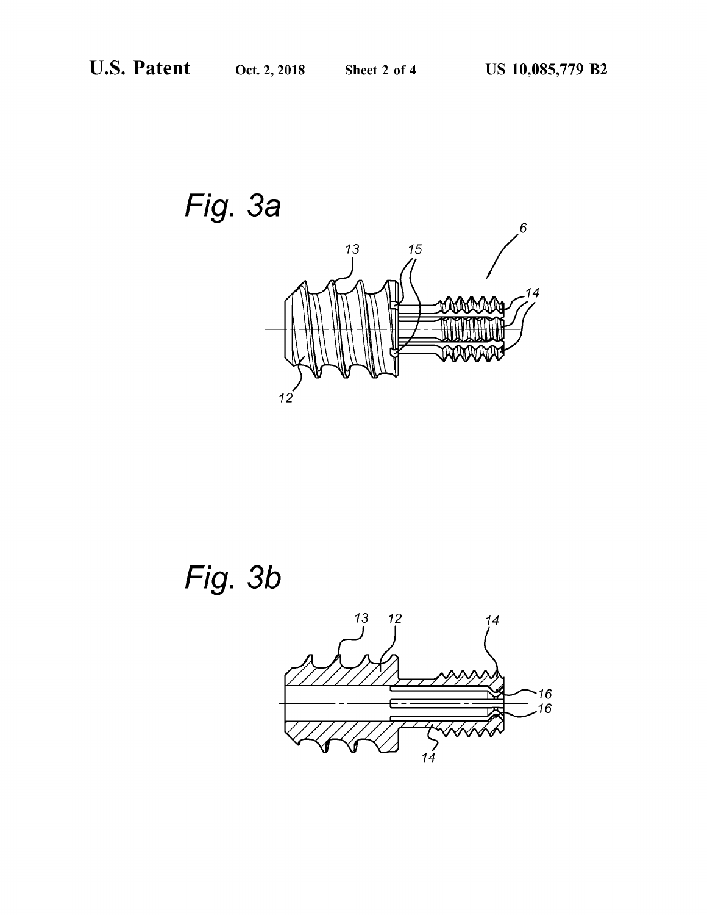Fig. 3a

Fig. 3b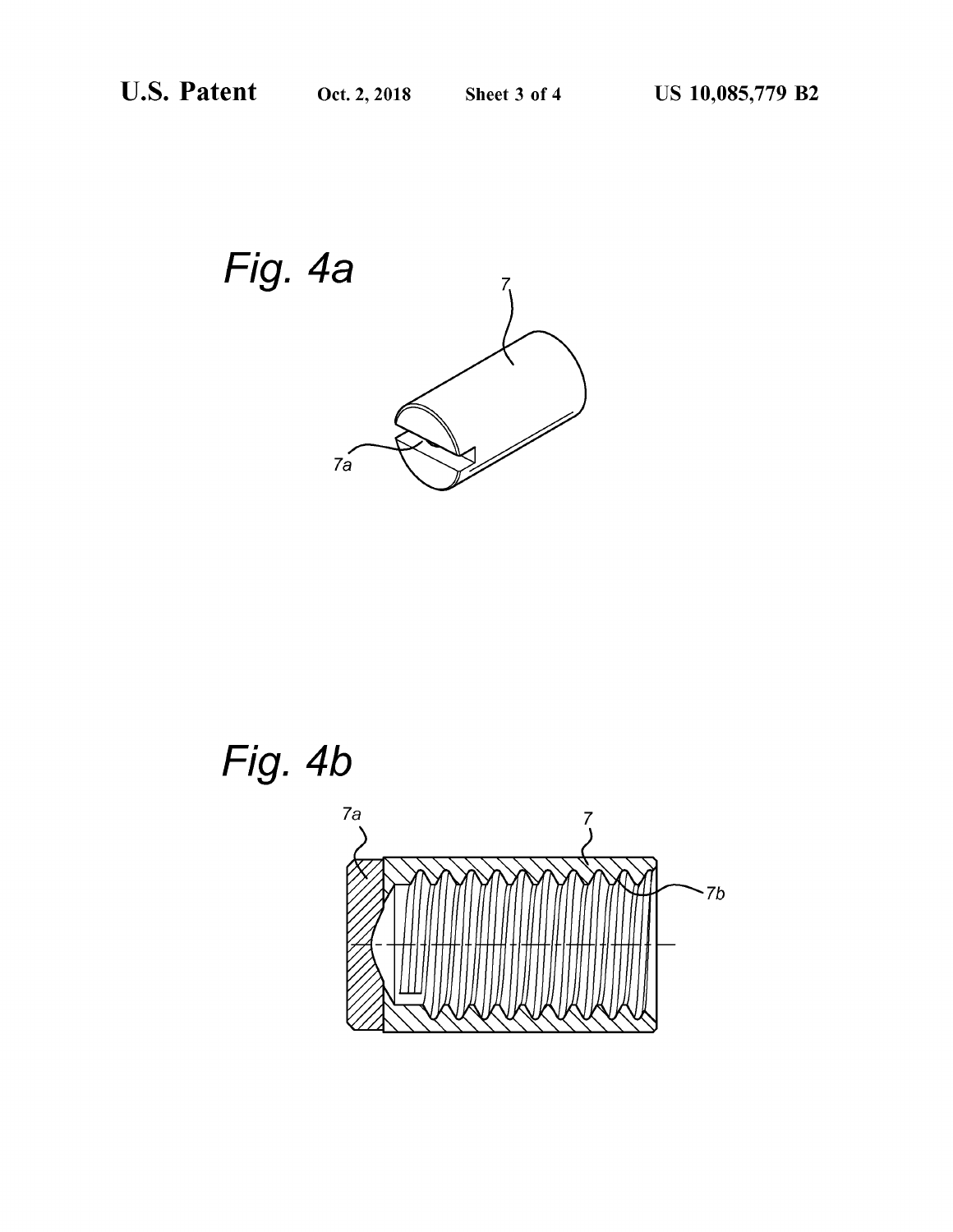Fig. 4a

Fig. 4b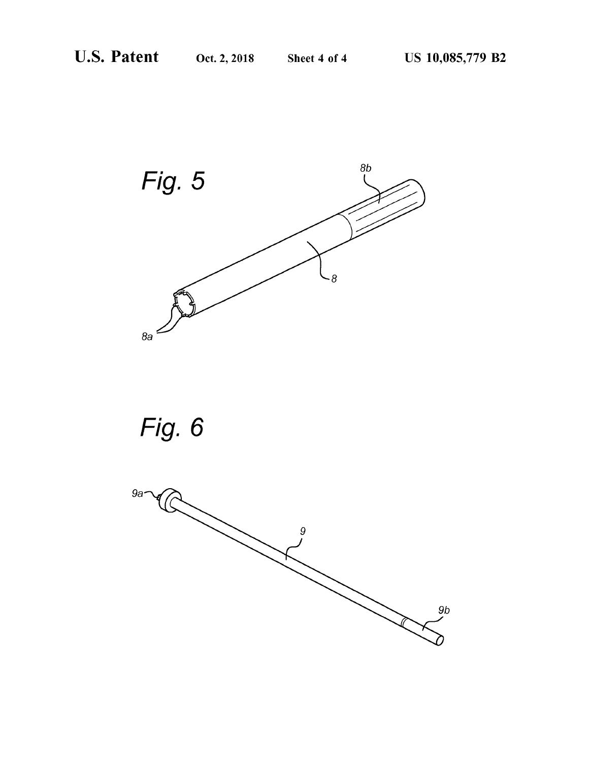Fig. 5

Fig. 6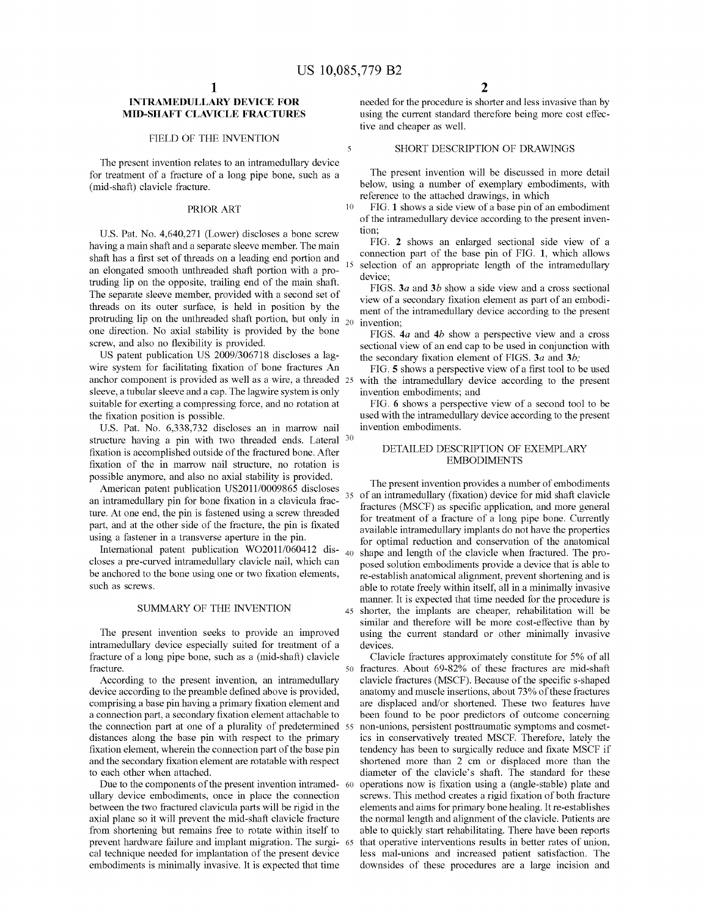## INTRAMEDULLARY DEVICE FOR MID-SHAFT CLAVICLE FRACTURES

### FIELD OF THE INVENTION

The present invention relates to an intramedullary device for treatment of a fracture of a long pipe bone, such as a (mid-shaft) clavicle fracture.

### PRIOR ART

U.S. Pat. No. 4,640,271 (Lower) discloses a bone screw having a main shaft and a separate sleeve member. The main shaft has a first set of threads on a leading end portion and an elongated smooth unthreaded shaft portion with a protruding lip on the opposite, trailing end of the main shaft. The separate sleeve member, provided with a second set of threads on its outer surface, is held in position by the protruding lip on the unthreaded shaft portion, but only in one direction. No axial stability is provided by the bone screw, and also no flexibility is provided.

US patent publication US 2009/306718 discloses a lagwire system for facilitating fixation of bone fractures An anchor component is provided as well as a wire, a threaded sleeve, a tubular sleeve and a cap. The lagwire system is only suitable for exerting a compressing force, and no rotation at the fixation position is possible.

U.S. Pat. No. 6,338,732 discloses an in marrow nail structure having a pin with two threaded ends. Lateral fixation is accomplished outside of the fractured bone. After fixation of the in marrow nail structure, no rotation is possible anymore, and also no axial stability is provided.

American patent publication US2011/0009865 discloses an intramedullary pin for bone fixation in a clavicula fracture. At one end, the pin is fastened using a screw threaded part, and at the other side of the fracture, the pin is fixated using a fastener in a transverse aperture in the pin.

International patent publication WO2011/060412 discloses a pre-curved intramedullary clavicle nail, which can be anchored to the bone using one or two fixation elements, such as screws.

### SUMMARY OF THE INVENTION

The present invention seeks to provide an improved intramedullary device especially suited for treatment of a fracture of a long pipe bone, such as a (mid-shaft) clavicle fracture.

According to the present invention, an intramedullary device according to the preamble defined above is provided, comprising a base pin having a primary fixation element and a connection part, a secondary fixation element attachable to the connection part at one of a plurality of predetermined distances along the base pin with respect to the primary fixation element, wherein the connection part of the base pin and the secondary fixation element are rotatable with respect to each other when attached.

Due to the components of the present invention intramedullary device embodiments, once in place the connection between the two fractured clavicula parts will be rigid in the axial plane so it will prevent the mid-shaft clavicle fracture from shortening but remains free to rotate within itself to prevent hardware failure and implant migration. The surgical technique needed for implantation of the present device embodiments is minimally invasive. It is expected that time needed for the procedure is shorter and less invasive than by using the current standard therefore being more cost effective and cheaper as well.

### SHORT DESCRIPTION OF DRAWINGS

The present invention will be discussed in more detail below, using a number of exemplary embodiments, with reference to the attached drawings, in which

FIG. **1** shows a side view of a base pin of an embodiment of the intramedullary device according to the present invention;

FIG. **2** shows an enlarged sectional side view of a connection part of the base pin of FIG. **1**, which allows selection of an appropriate length of the intramedullary device;

FIGS. **3***a* and **3***b* show a side view and a cross sectional view of a secondary fixation element as part of an embodiment of the intramedullary device according to the present invention;

FIGS. **4***a* and **4***b* show a perspective view and a cross sectional view of an end cap to be used in conjunction with the secondary fixation element of FIGS. **3***a* and **3***b;*

FIG. **5** shows a perspective view of a first tool to be used with the intramedullary device according to the present invention embodiments; and

FIG. **6** shows a perspective view of a second tool to be used with the intramedullary device according to the present invention embodiments.

### DETAILED DESCRIPTION OF EXEMPLARY EMBODIMENTS

The present invention provides a number of embodiments of an intramedullary (fixation) device for mid shaft clavicle fractures (MSCF) as specific application, and more general for treatment of a fracture of a long pipe bone. Currently available intramedullary implants do not have the properties for optimal reduction and conservation of the anatomical shape and length of the clavicle when fractured. The proposed solution embodiments provide a device that is able to re-establish anatomical alignment, prevent shortening and is able to rotate freely within itself, all in a minimally invasive manner. It is expected that time needed for the procedure is shorter, the implants are cheaper, rehabilitation will be similar and therefore will be more cost-effective than by using the current standard or other minimally invasive devices.

Clavicle fractures approximately constitute for 5% of all fractures. About 69-82% of these fractures are mid-shaft clavicle fractures (MSCF). Because of the specific s-shaped anatomy and muscle insertions, about 73% of these fractures are displaced and/or shortened. These two features have been found to be poor predictors of outcome concerning non-unions, persistent posttraumatic symptoms and cosmetics in conservatively treated MSCF. Therefore, lately the tendency has been to surgically reduce and fixate MSCF if shortened more than 2 cm or displaced more than the diameter of the clavicle's shaft. The standard for these operations now is fixation using a (angle-stable) plate and screws. This method creates a rigid fixation of both fracture elements and aims for primary bone healing. It re-establishes the normal length and alignment of the clavicle. Patients are able to quickly start rehabilitating. There have been reports that operative interventions results in better rates of union, less mal-unions and increased patient satisfaction. The downsides of these procedures are a large incision and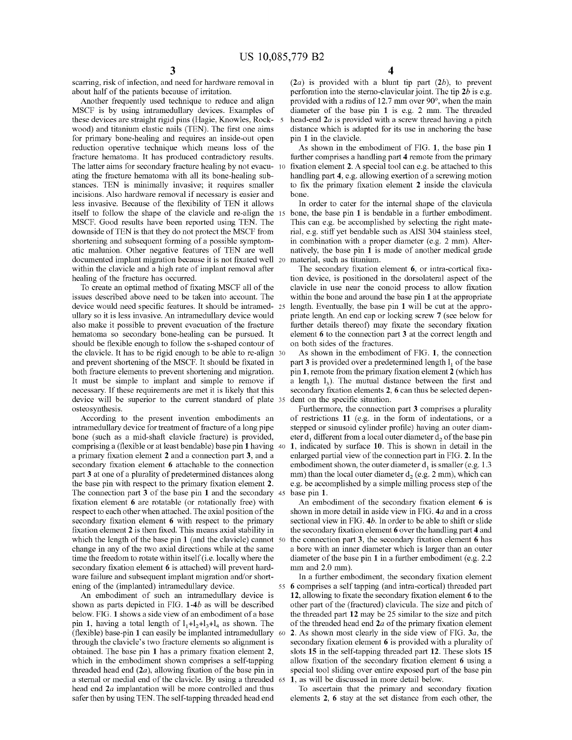scarring, risk of infection, and need for hardware removal in about half of the patients because of irritation.

Another frequently used technique to reduce and align MSCF is by using intramedullary devices. Examples of these devices are straight rigid pins (Hagie, Knowles, Rockwood) and titanium elastic nails (TEN). The first one aims for primary bone-healing and requires an inside-out open reduction operative technique which means loss of the fracture hematoma. It has produced contradictory results. The latter aims for secondary fracture healing by not evacuating the fracture hematoma with all its bone-healing substances. TEN is minimally invasive; it requires smaller incisions. Also hardware removal if necessary is easier and less invasive. Because of the flexibility of TEN it allows itself to follow the shape of the clavicle and re-align the MSCF. Good results have been reported using TEN. The downside of TEN is that they do not protect the MSCF from shortening and subsequent forming of a possible symptomatic malunion. Other negative features of TEN are well documented implant migration because it is not fixated well within the clavicle and a high rate of implant removal after healing of the fracture has occurred.

To create an optimal method of fixating MSCF all of the issues described above need to be taken into account. The device would need specific features. It should be intramedullary so it is less invasive. An intramedullary device would also make it possible to prevent evacuation of the fracture hematoma so secondary bone-healing can be pursued. It should be flexible enough to follow the s-shaped contour of the clavicle. It has to be rigid enough to be able to re-align and prevent shortening of the MSCF. It should be fixated in both fracture elements to prevent shortening and migration. It must be simple to implant and simple to remove if necessary. If these requirements are met it is likely that this device will be superior to the current standard of plate osteosynthesis.

According to the present invention embodiments an intramedullary device for treatment of fracture of a long pipe bone (such as a mid-shaft clavicle fracture) is provided, comprising a (flexible or at least bendable) base pin **1** having a primary fixation element **2** and a connection part **3**, and a secondary fixation element **6** attachable to the connection part **3** at one of a plurality of predetermined distances along the base pin with respect to the primary fixation element **2**. The connection part **3** of the base pin **1** and the secondary fixation element **6** are rotatable (or rotationally free) with respect to each other when attached. The axial position of the secondary fixation element **6** with respect to the primary fixation element **2** is then fixed. This means axial stability in which the length of the base pin **1** (and the clavicle) cannot change in any of the two axial directions while at the same time the freedom to rotate within itself (i.e. locally where the secondary fixation element **6** is attached) will prevent hardware failure and subsequent implant migration and/or shortening of the (implanted) intramedullary device.

An embodiment of such an intramedullary device is shown as parts depicted in FIG. **1**-**4***b* as will be described below. FIG. **1** shows a side view of an embodiment of a base pin **1**, having a total length of $l_1+l_2+l_3+l_4$ as shown. The (flexible) base-pin **1** can easily be implanted intramedullary through the clavicle's two fracture elements so alignment is obtained. The base pin **1** has a primary fixation element **2**, which in the embodiment shown comprises a self-tapping threaded head end (**2***a*), allowing fixation of the base pin in a sternal or medial end of the clavicle. By using a threaded head end **2***a* implantation will be more controlled and thus safer then by using TEN. The self-tapping threaded head end (**2***a*) is provided with a blunt tip part (**2***b*), to prevent perforation into the sterno-clavicular joint. The tip **2***b* is e.g. provided with a radius of 12.7 mm over 90°, when the main diameter of the base pin **1** is e.g. 2 mm. The threaded head-end **2***a* is provided with a screw thread having a pitch distance which is adapted for its use in anchoring the base pin **1** in the clavicle.

As shown in the embodiment of FIG. **1**, the base pin **1** further comprises a handling part **4** remote from the primary fixation element **2**. A special tool can e.g. be attached to this handling part **4**, e.g. allowing exertion of a screwing motion to fix the primary fixation element **2** inside the clavicula bone.

In order to cater for the internal shape of the clavicula bone, the base pin **1** is bendable in a further embodiment. This can e.g. be accomplished by selecting the right material, e.g. stiff yet bendable such as AISI 304 stainless steel, in combination with a proper diameter (e.g. 2 mm). Alternatively, the base pin **1** is made of another medical grade material, such as titanium.

The secondary fixation element **6**, or intra-cortical fixation device, is positioned in the dorsolateral aspect of the clavicle in use near the conoid process to allow fixation within the bone and around the base pin **1** at the appropriate length. Eventually, the base pin **1** will be cut at the appropriate length. An end cap or locking screw **7** (see below for further details thereof) may fixate the secondary fixation element **6** to the connection part **3** at the correct length and on both sides of the fractures.

As shown in the embodiment of FIG. **1**, the connection part **3** is provided over a predetermined length $l_1$ of the base pin **1**, remote from the primary fixation element **2** (which has a length $l_3$). The mutual distance between the first and secondary fixation elements **2**, **6** can thus be selected dependent on the specific situation.

Furthermore, the connection part **3** comprises a plurality of restrictions **11** (e.g. in the form of indentations, or a stepped or sinusoid cylinder profile) having an outer diameter $d_1$ different from a local outer diameter $d_2$ of the base pin **1**, indicated by surface **10**. This is shown in detail in the enlarged partial view of the connection part in FIG. **2**. In the embodiment shown, the outer diameter $d_1$ is smaller (e.g. 1.3 mm) than the local outer diameter $d_2$ (e.g. 2 mm), which can e.g. be accomplished by a simple milling process step of the base pin **1**.

An embodiment of the secondary fixation element **6** is shown in more detail in aside view in FIG. **4***a* and in a cross sectional view in FIG. **4***b*. In order to be able to shift or slide the secondary fixation element **6** over the handling part **4** and the connection part **3**, the secondary fixation element **6** has a bore with an inner diameter which is larger than an outer diameter of the base pin **1** in a further embodiment (e.g. 2.2 mm and 2.0 mm).

In a further embodiment, the secondary fixation element **6** comprises a self tapping (and intra-cortical) threaded part **12**, allowing to fixate the secondary fixation element **6** to the other part of the (fractured) clavicula. The size and pitch of the threaded part **12** may be 25 similar to the size and pitch of the threaded head end **2***a* of the primary fixation element **2**. As shown most clearly in the side view of FIG. **3***a*, the secondary fixation element **6** is provided with a plurality of slots **15** in the self-tapping threaded part **12**. These slots **15** allow fixation of the secondary fixation element **6** using a special tool sliding over entire exposed part of the base pin **1**, as will be discussed in more detail below.

To ascertain that the primary and secondary fixation elements **2**, **6** stay at the set distance from each other, the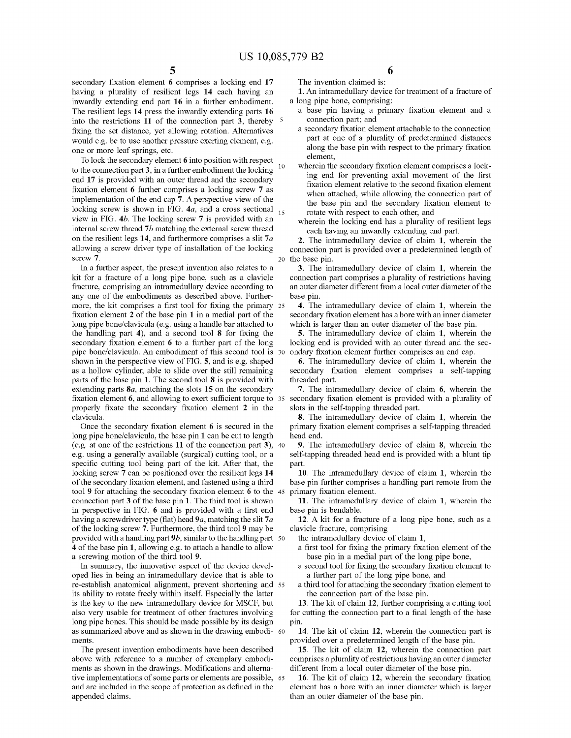secondary fixation element 6 comprises a locking end 17 having a plurality of resilient legs 14 each having an inwardly extending end part 16 in a further embodiment. The resilient legs 14 press the inwardly extending parts 16 into the restrictions 11 of the connection part 3, thereby fixing the set distance, yet allowing rotation. Alternatives would e.g. be to use another pressure exerting element, e.g. one or more leaf springs, etc.

To lock the secondary element 6 into position with respect to the connection part 3, in a further embodiment the locking end 17 is provided with an outer thread and the secondary fixation element 6 further comprises a locking screw 7 as implementation of the end cap 7. A perspective view of the locking screw is shown in FIG. 4a, and a cross sectional view in FIG. 4b. The locking screw 7 is provided with an internal screw thread 7b matching the external screw thread on the resilient legs 14, and furthermore comprises a slit 7a allowing a screw driver type of installation of the locking screw 7.

In a further aspect, the present invention also relates to a kit for a fracture of a long pipe bone, such as a clavicle fracture, comprising an intramedullary device according to any one of the embodiments as described above. Furthermore, the kit comprises a first tool for fixing the primary fixation element 2 of the base pin 1 in a medial part of the long pipe bone/clavicula (e.g. using a handle bar attached to the handling part 4), and a second tool 8 for fixing the secondary fixation element 6 to a further part of the long pipe bone/clavicula. An embodiment of this second tool is shown in the perspective view of FIG. 5, and is e.g. shaped as a hollow cylinder, able to slide over the still remaining parts of the base pin 1. The second tool 8 is provided with extending parts 8a, matching the slots 15 on the secondary fixation element 6, and allowing to exert sufficient torque to properly fixate the secondary fixation element 2 in the clavicula.

Once the secondary fixation element 6 is secured in the long pipe bone/clavicula, the base pin 1 can be cut to length (e.g. at one of the restrictions 11 of the connection part 3), e.g. using a generally available (surgical) cutting tool, or a specific cutting tool being part of the kit. After that, the locking screw 7 can be positioned over the resilient legs 14 of the secondary fixation element, and fastened using a third tool 9 for attaching the secondary fixation element 6 to the connection part 3 of the base pin 1. The third tool is shown in perspective in FIG. 6 and is provided with a first end having a screwdriver type (flat) head 9a, matching the slit 7a of the locking screw 7. Furthermore, the third tool 9 may be provided with a handling part 9b, similar to the handling part 4 of the base pin 1, allowing e.g. to attach a handle to allow a screwing motion of the third tool 9.

In summary, the innovative aspect of the device developed lies in being an intramedullary device that is able to re-establish anatomical alignment, prevent shortening and its ability to rotate freely within itself. Especially the latter is the key to the new intramedullary device for MSCF, but also very usable for treatment of other fractures involving long pipe bones. This should be made possible by its design as summarized above and as shown in the drawing embodiments.

The present invention embodiments have been described above with reference to a number of exemplary embodiments as shown in the drawings. Modifications and alternative implementations of some parts or elements are possible, and are included in the scope of protection as defined in the appended claims.

The invention claimed is:

1. An intramedullary device for treatment of a fracture of a long pipe bone, comprising:
   - a base pin having a primary fixation element and a connection part; and
   - a secondary fixation element attachable to the connection part at one of a plurality of predetermined distances along the base pin with respect to the primary fixation element,
   - wherein the secondary fixation element comprises a locking end for preventing axial movement of the first fixation element relative to the second fixation element when attached, while allowing the connection part of the base pin and the secondary fixation element to rotate with respect to each other, and
   - wherein the locking end has a plurality of resilient legs each having an inwardly extending end part.

2. The intramedullary device of claim 1, wherein the connection part is provided over a predetermined length of the base pin.

3. The intramedullary device of claim 1, wherein the connection part comprises a plurality of restrictions having an outer diameter different from a local outer diameter of the base pin.

4. The intramedullary device of claim 1, wherein the secondary fixation element has a bore with an inner diameter which is larger than an outer diameter of the base pin.

5. The intramedullary device of claim 1, wherein the locking end is provided with an outer thread and the secondary fixation element further comprises an end cap.

6. The intramedullary device of claim 1, wherein the secondary fixation element comprises a self-tapping threaded part.

7. The intramedullary device of claim 6, wherein the secondary fixation element is provided with a plurality of slots in the self-tapping threaded part.

8. The intramedullary device of claim 1, wherein the primary fixation element comprises a self-tapping threaded head end.

9. The intramedullary device of claim 8, wherein the self-tapping threaded head end is provided with a blunt tip part.

10. The intramedullary device of claim 1, wherein the base pin further comprises a handling part remote from the primary fixation element.

11. The intramedullary device of claim 1, wherein the base pin is bendable.

12. A kit for a fracture of a long pipe bone, such as a clavicle fracture, comprising
    - the intramedullary device of claim 1,
    - a first tool for fixing the primary fixation element of the base pin in a medial part of the long pipe bone,
    - a second tool for fixing the secondary fixation element to a further part of the long pipe bone, and
    - a third tool for attaching the secondary fixation element to the connection part of the base pin.

13. The kit of claim 12, further comprising a cutting tool for cutting the connection part to a final length of the base pin.

14. The kit of claim 12, wherein the connection part is provided over a predetermined length of the base pin.

15. The kit of claim 12, wherein the connection part comprises a plurality of restrictions having an outer diameter different from a local outer diameter of the base pin.

16. The kit of claim 12, wherein the secondary fixation element has a bore with an inner diameter which is larger than an outer diameter of the base pin.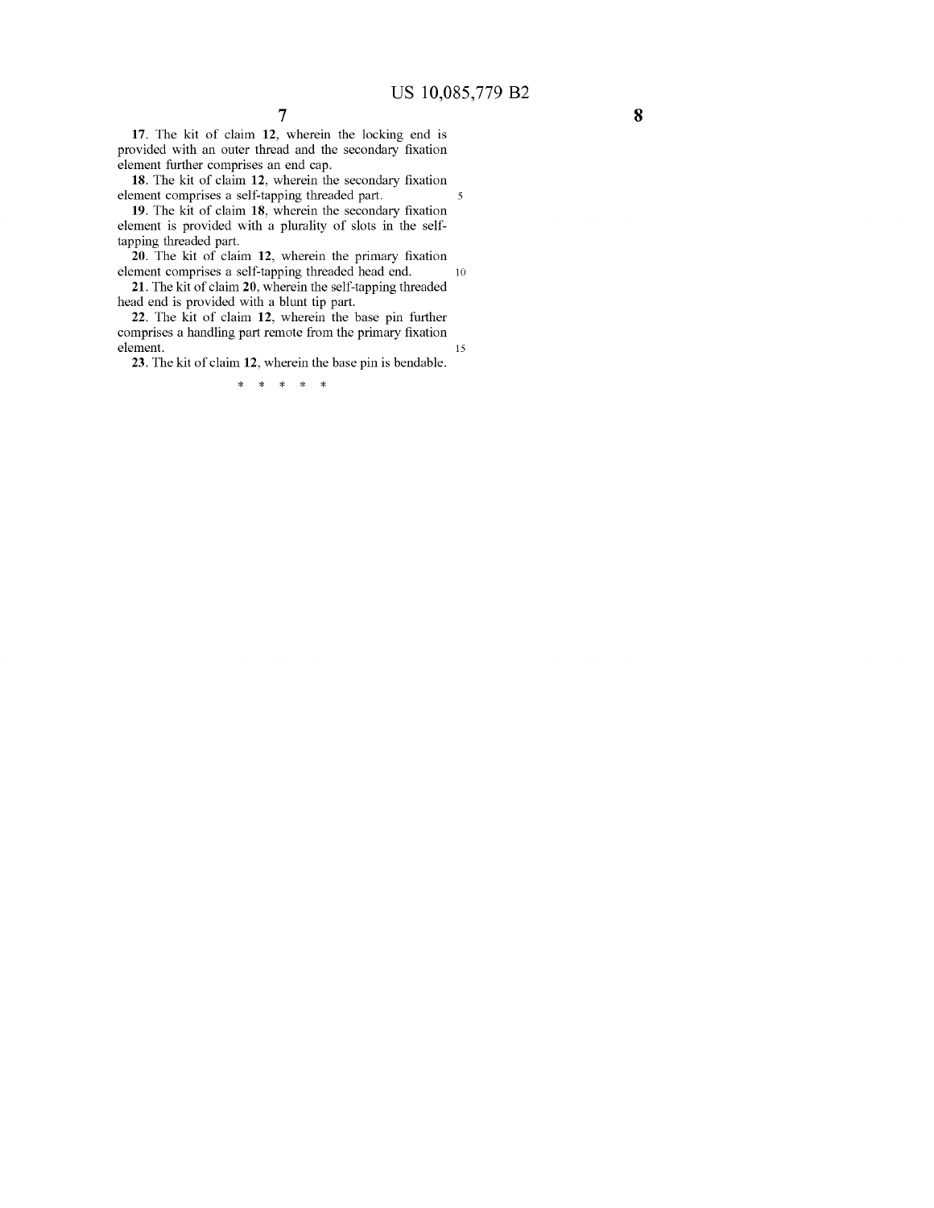**17**. The kit of claim **12**, wherein the locking end is provided with an outer thread and the secondary fixation element further comprises an end cap.

**18**. The kit of claim **12**, wherein the secondary fixation element comprises a self-tapping threaded part.

**19**. The kit of claim **18**, wherein the secondary fixation element is provided with a plurality of slots in the self-tapping threaded part.

**20**. The kit of claim **12**, wherein the primary fixation element comprises a self-tapping threaded head end.

**21**. The kit of claim **20**, wherein the self-tapping threaded head end is provided with a blunt tip part.

**22**. The kit of claim **12**, wherein the base pin further comprises a handling part remote from the primary fixation element.

**23**. The kit of claim **12**, wherein the base pin is bendable.

* * * * *